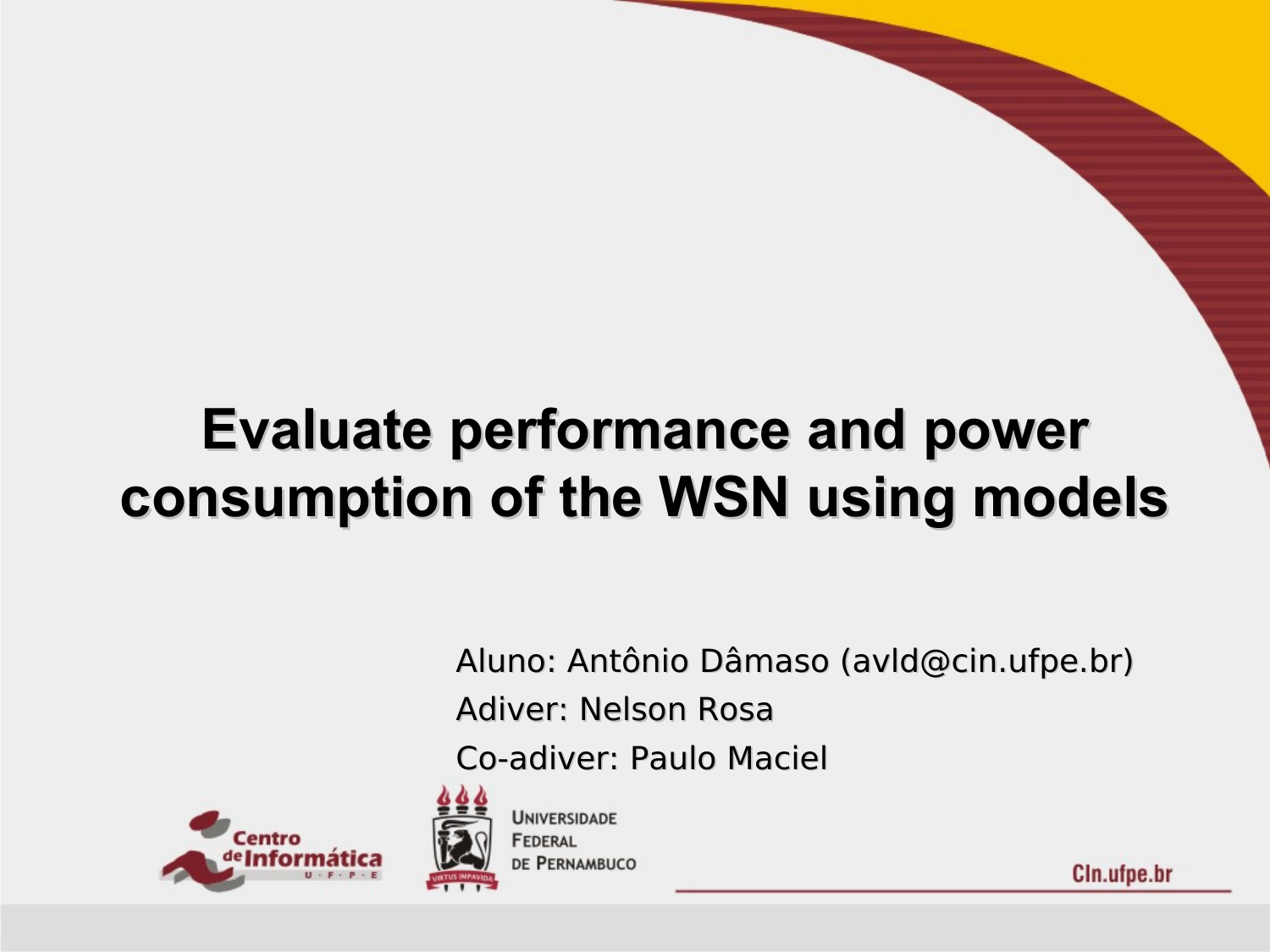# Evaluate performance and power consumption of the WSN using models

Aluno: Antônio Dâmaso (avld@cin.ufpe.br)

Adiver: Nelson Rosa

Co-adiver: Paulo Maciel

Centro de Informática U·F·P·E

Universidade Federal de Pernambuco

CIn.ufpe.br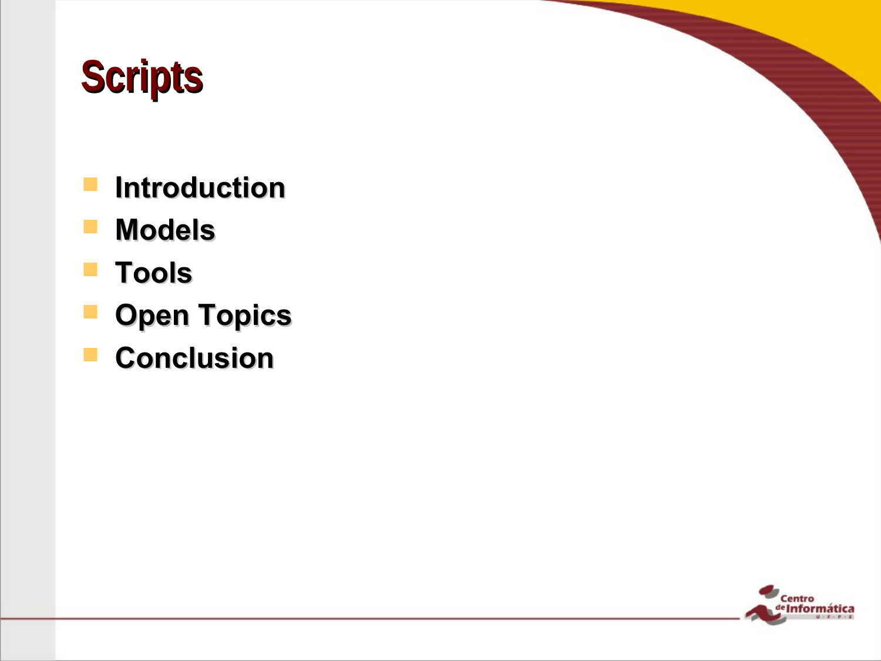# Scripts

- Introduction
- Models
- Tools
- Open Topics
- Conclusion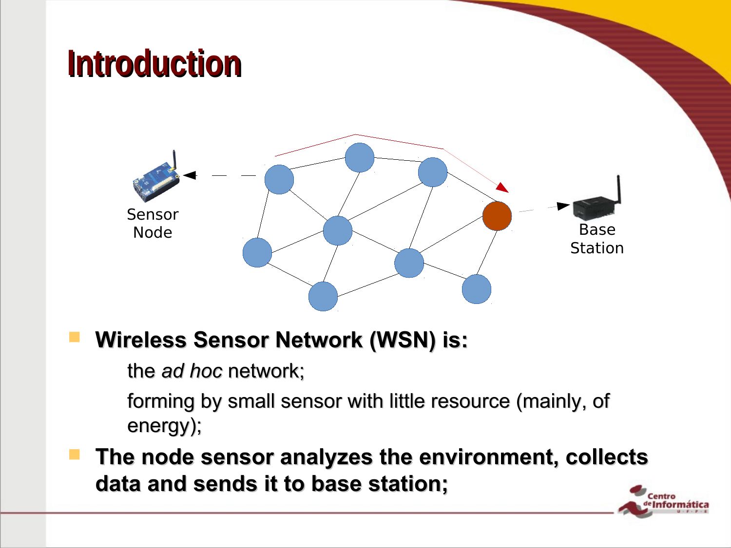# Introduction

Sensor Node

Base Station

- **Wireless Sensor Network (WSN) is:**
  - the *ad hoc* network;
  - forming by small sensor with little resource (mainly, of energy);
- **The node sensor analyzes the environment, collects data and sends it to base station;**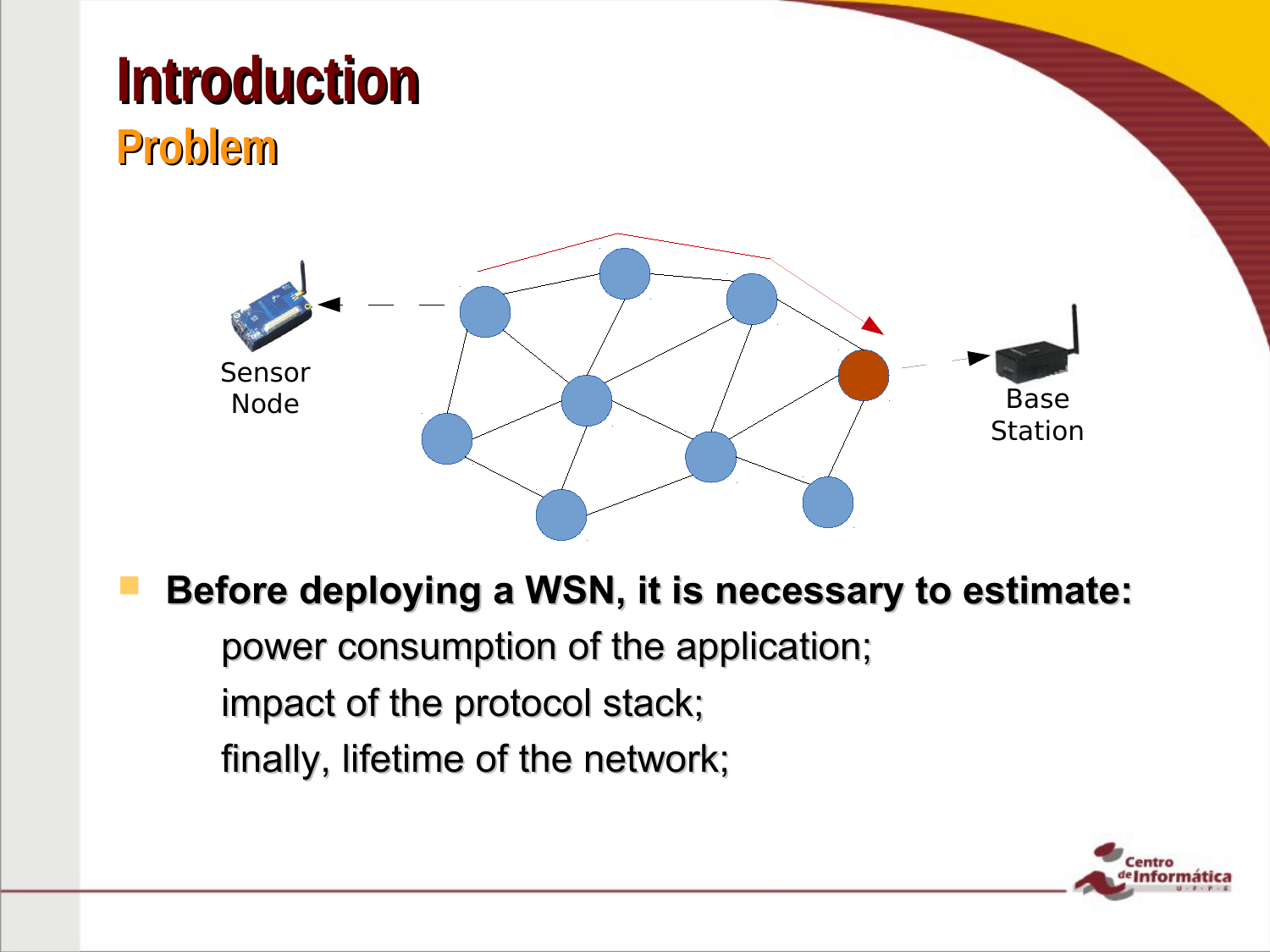# Introduction

## Problem

Sensor Node

Base Station

- **Before deploying a WSN, it is necessary to estimate:**
  - power consumption of the application;
  - impact of the protocol stack;
  - finally, lifetime of the network;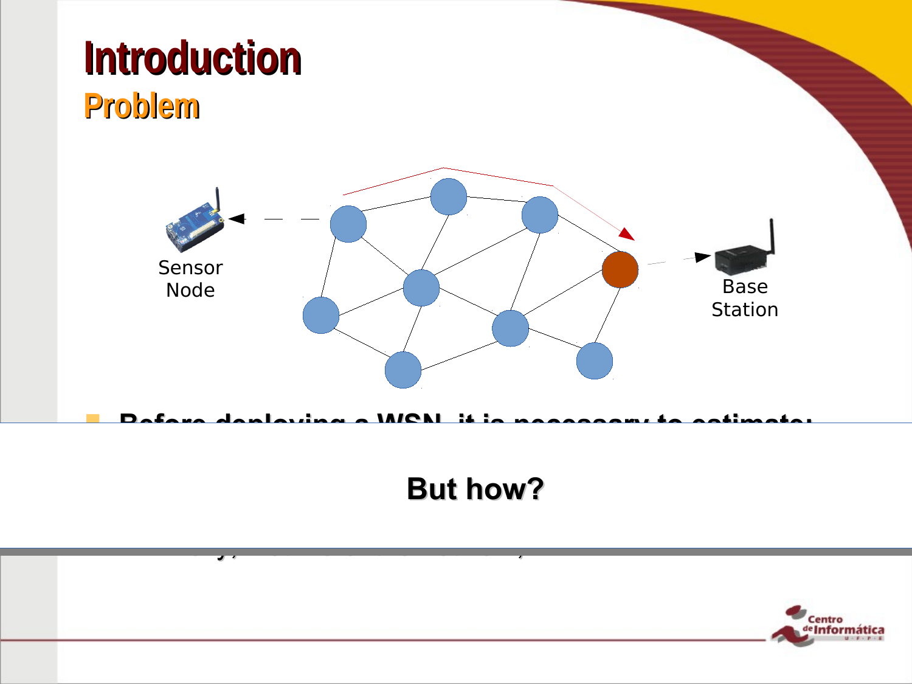# Introduction

## Problem

Sensor Node

Base Station

**But how?**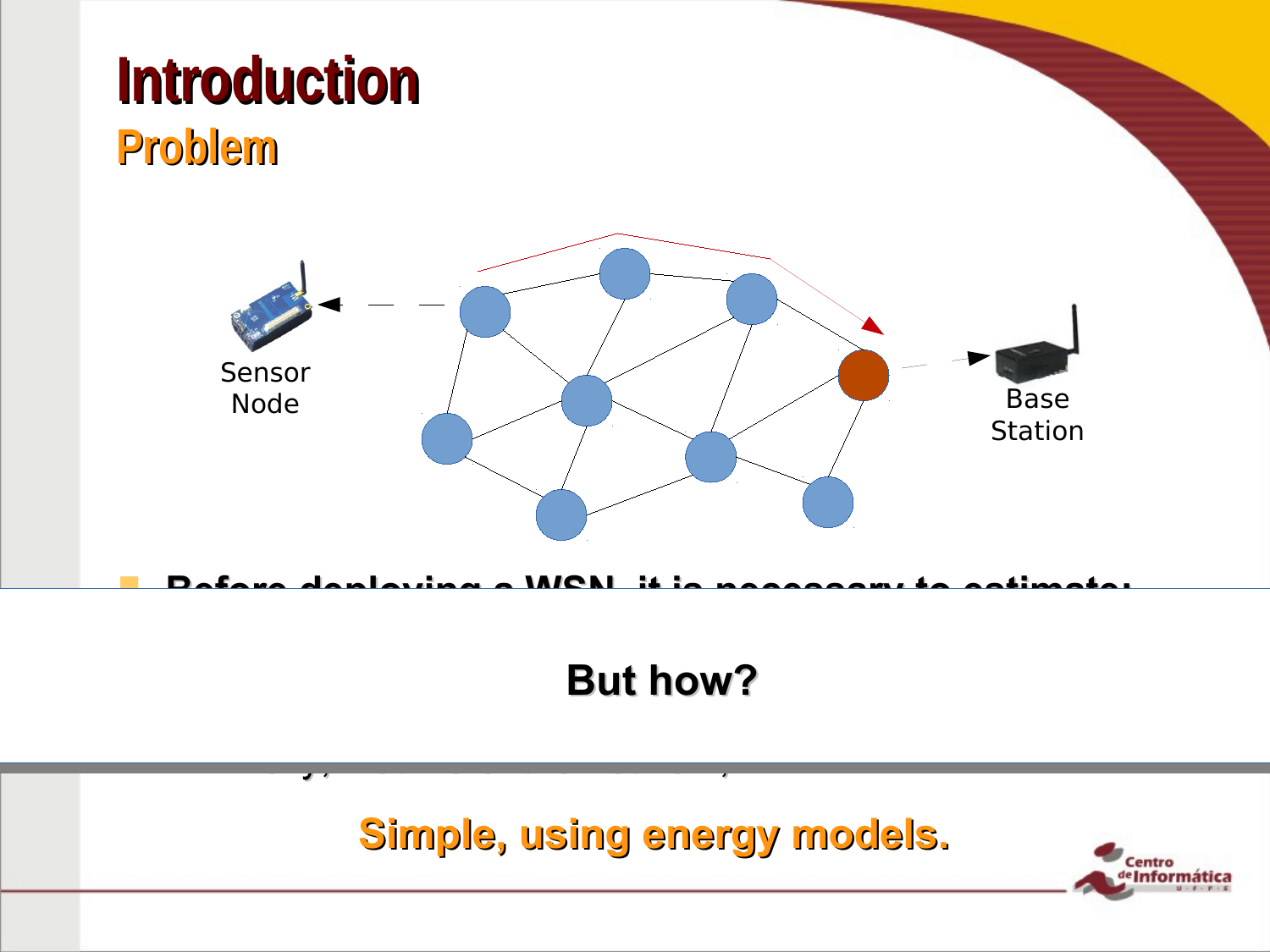# Introduction

## Problem

Sensor Node

Base Station

**But how?**

**Simple, using energy models.**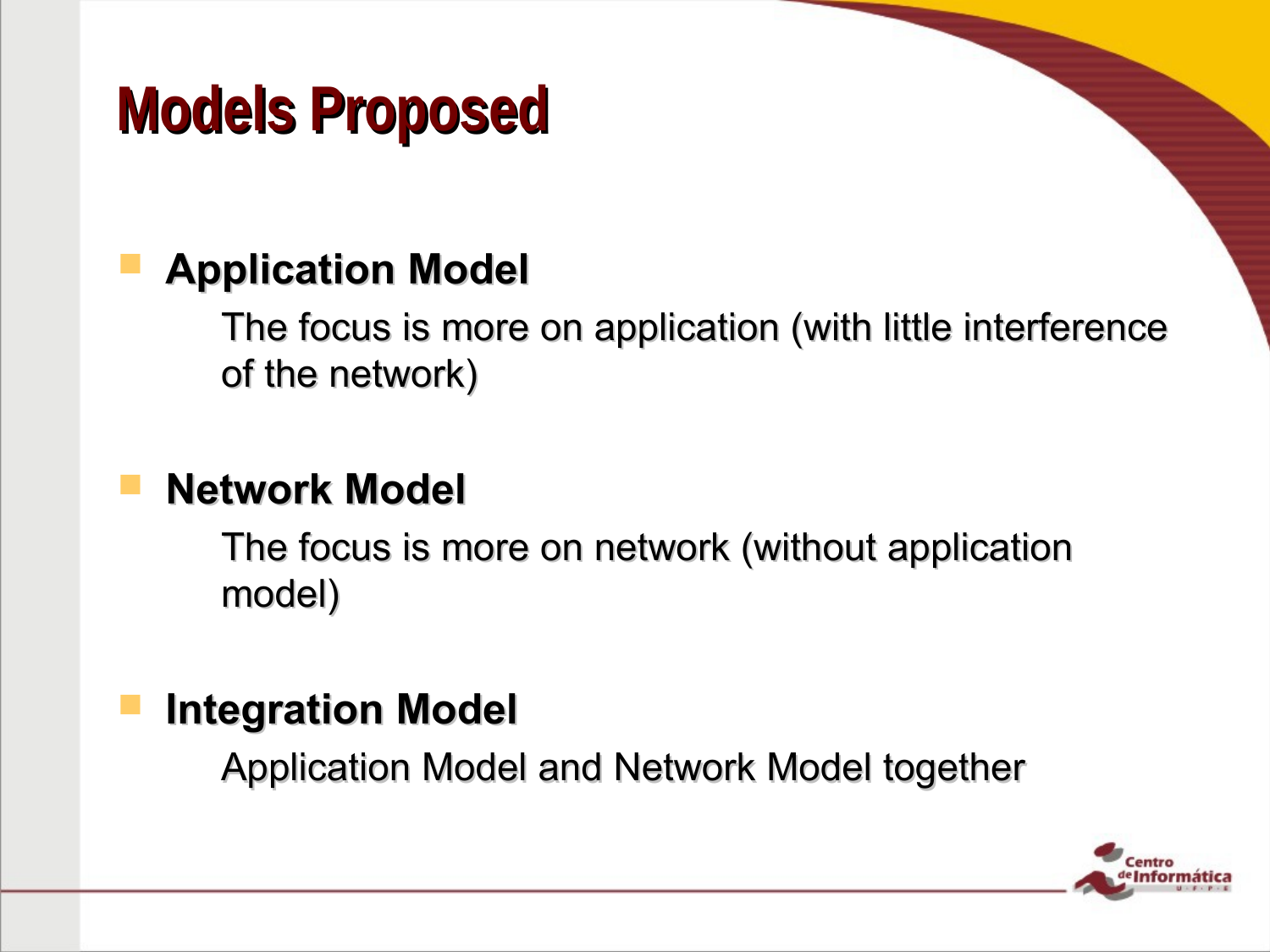# Models Proposed

- **Application Model**

  The focus is more on application (with little interference of the network)

- **Network Model**

  The focus is more on network (without application model)

- **Integration Model**

  Application Model and Network Model together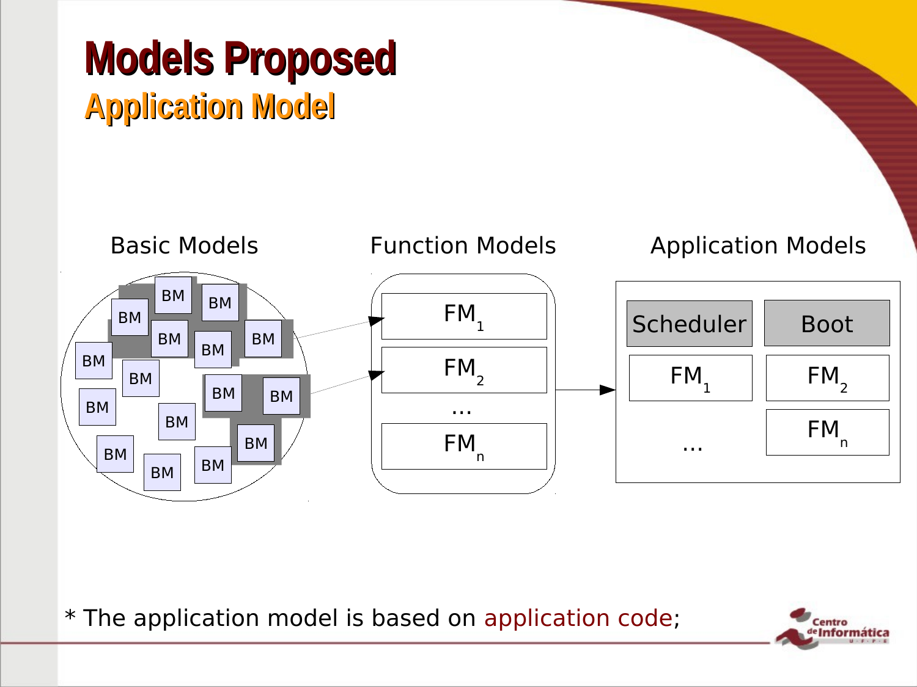# Models Proposed

## Application Model

Basic Models | Function Models | Application Models

BM BM BM BM BM BM BM BM BM BM BM BM BM BM BM BM BM BM

$FM_1$

$FM_2$

...

$FM_n$

Scheduler | Boot

$FM_1$ | $FM_2$

... | $FM_n$

* The application model is based on application code;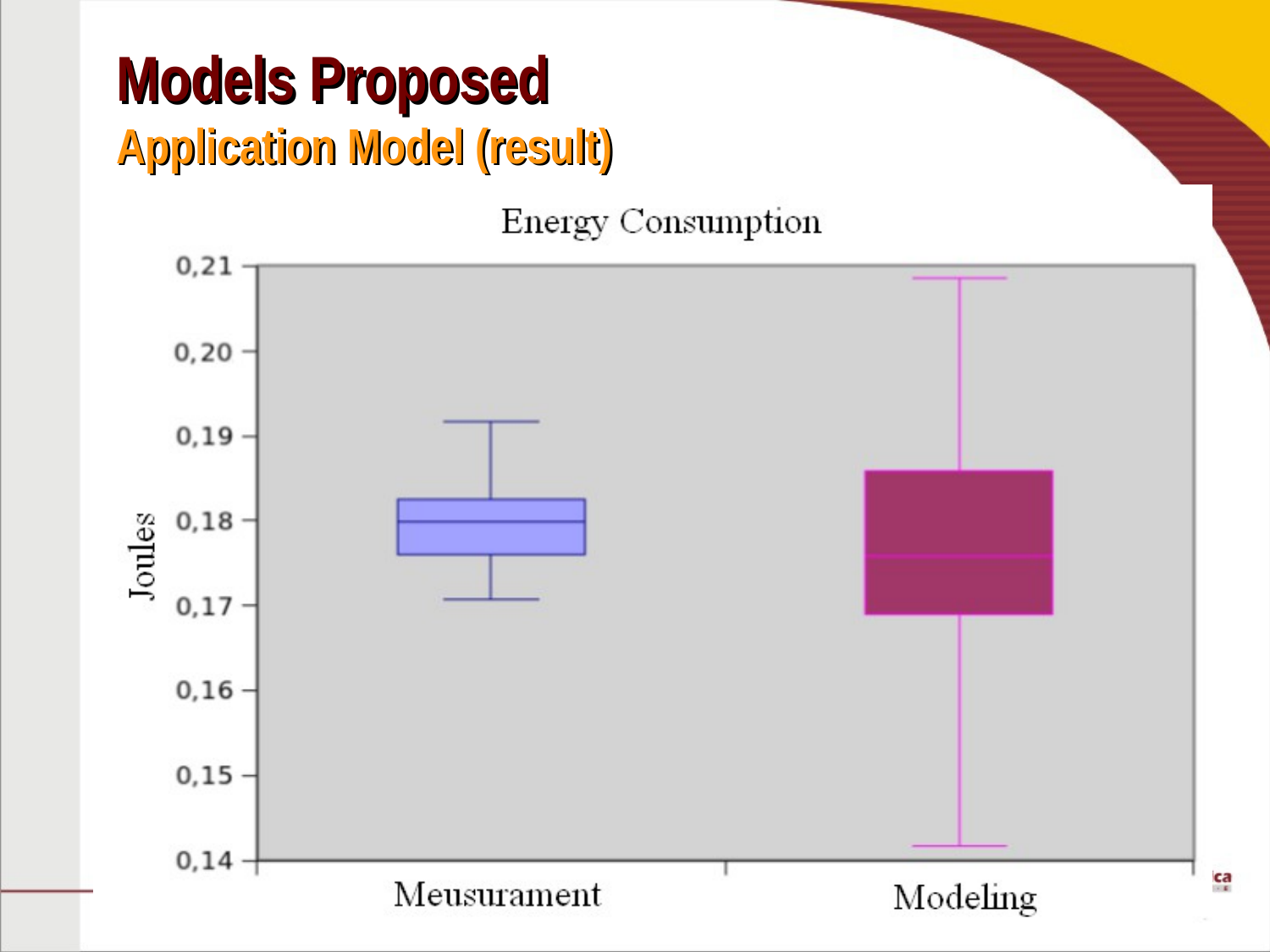# Models Proposed

## Application Model (result)

Energy Consumption

Joules

0,21
0,20
0,19
0,18
0,17
0,16
0,15
0,14

Meusurament

Modeling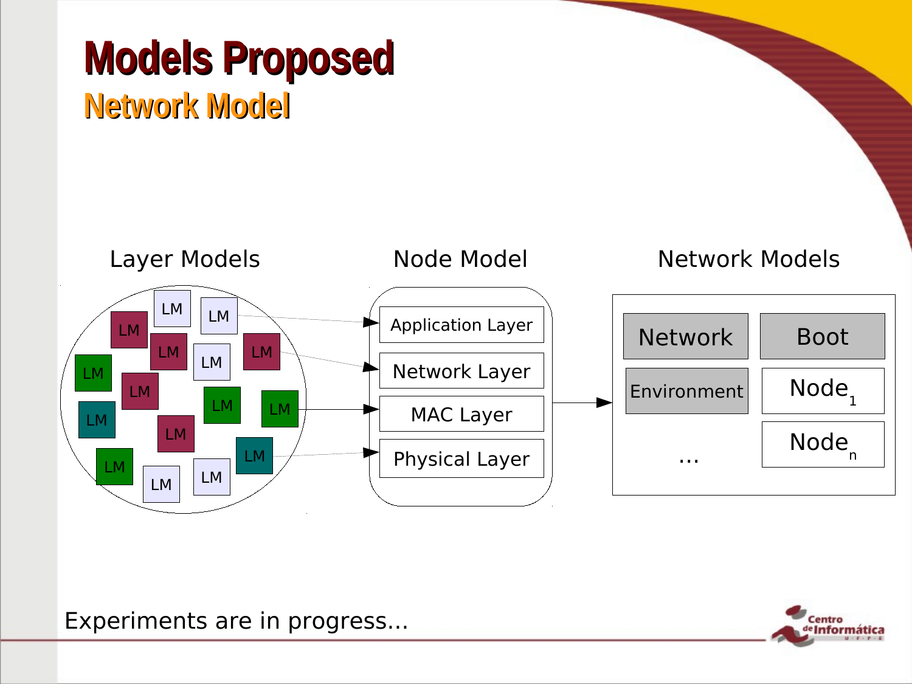# Models Proposed

## Network Model

Layer Models

LM LM LM LM LM LM LM LM LM LM LM LM LM LM LM LM LM

Node Model

- Application Layer
- Network Layer
- MAC Layer
- Physical Layer

Network Models

- Network
- Boot
- Environment
- $Node_1$
- ...
- $Node_n$

Experiments are in progress...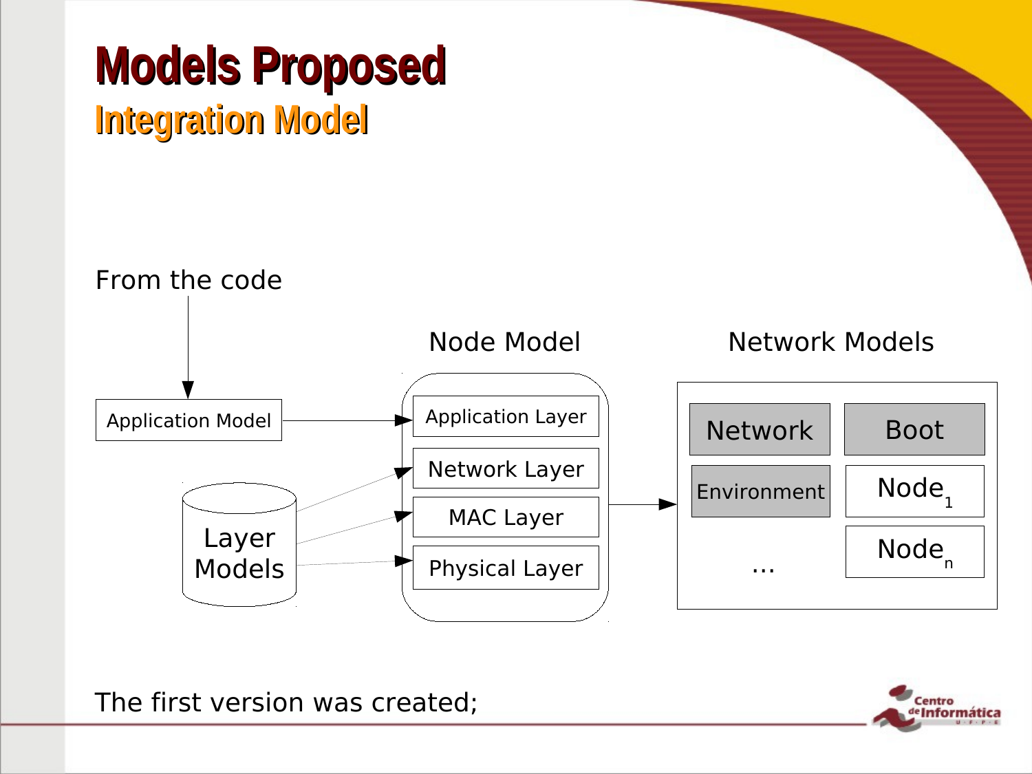# Models Proposed

## Integration Model

From the code

Application Model

Layer Models

Node Model

- Application Layer
- Network Layer
- MAC Layer
- Physical Layer

Network Models

- Network
- Boot
- Environment
- $Node_1$
- $Node_n$
- ...

The first version was created;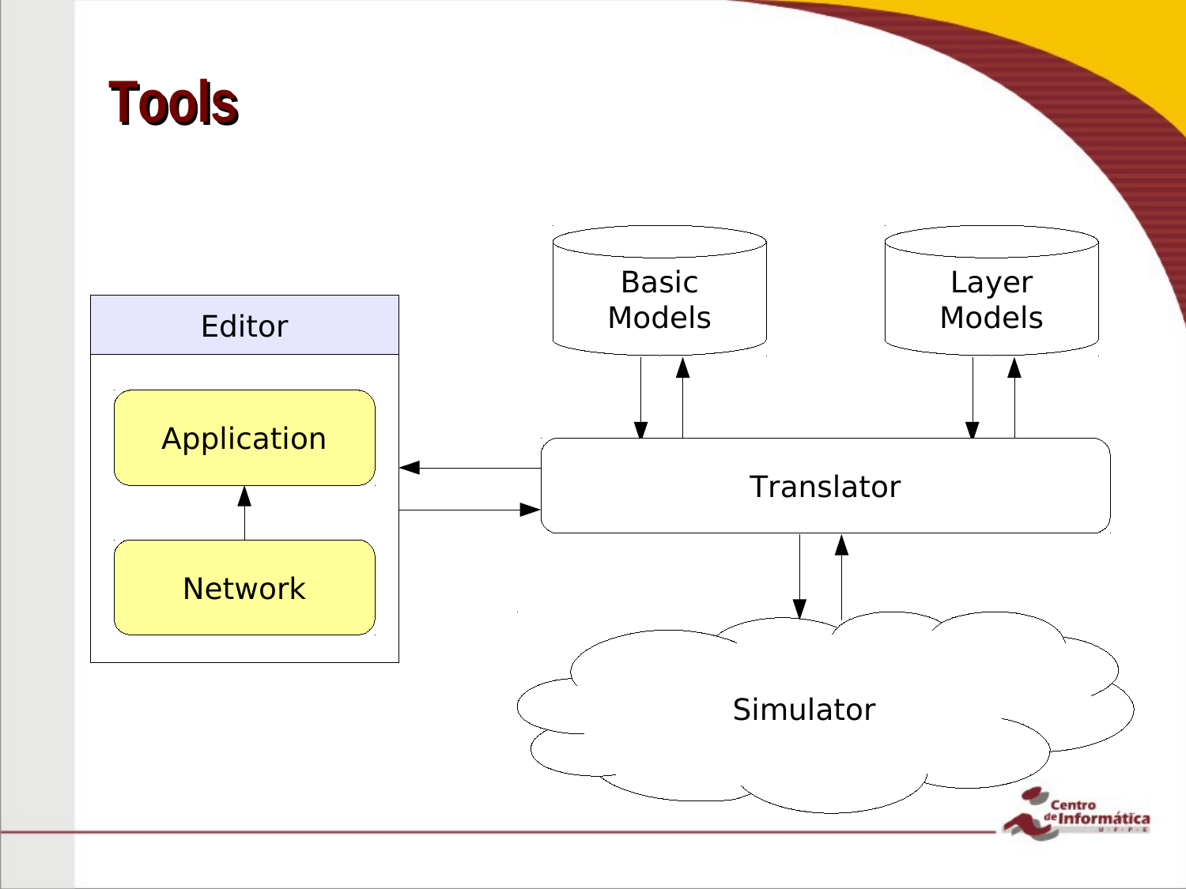# Tools

Editor

Application

Network

Basic Models

Layer Models

Translator

Simulator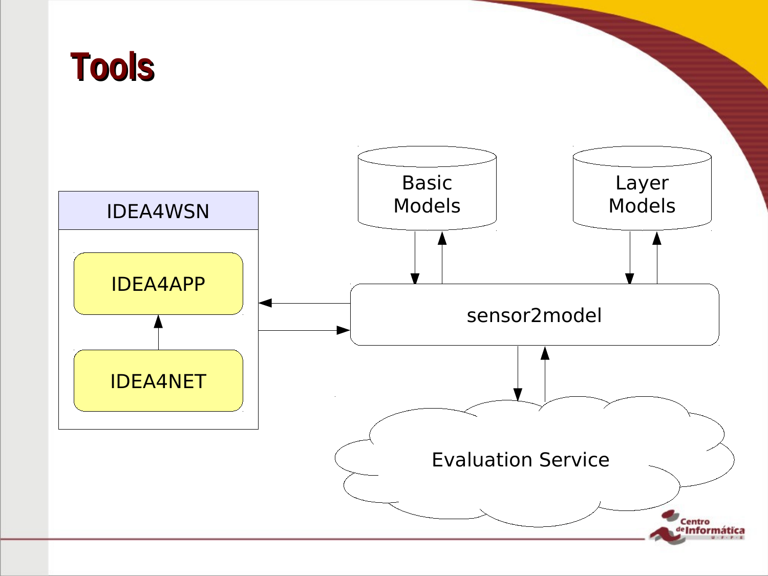# Tools

IDEA4WSN

IDEA4APP

IDEA4NET

Basic Models

Layer Models

sensor2model

Evaluation Service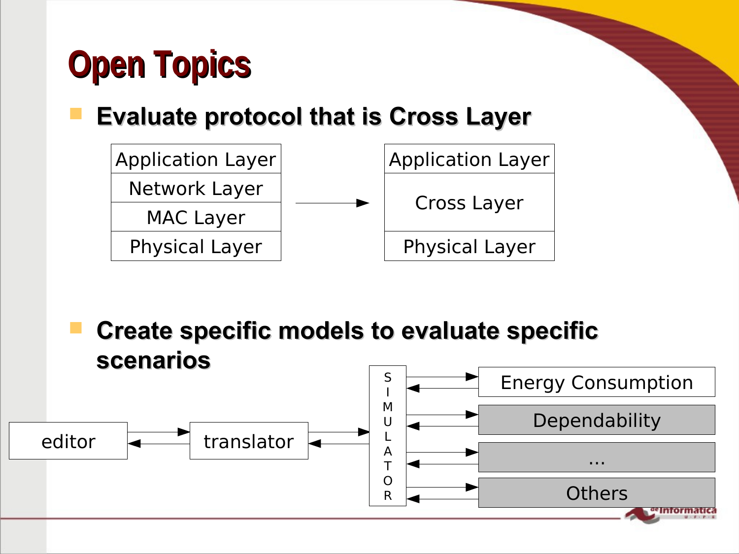# Open Topics

- **Evaluate protocol that is Cross Layer**

| Application Layer |
| --- |
| Network Layer |
| MAC Layer |
| Physical Layer |

→

| Application Layer |
| --- |
| Cross Layer |
| Physical Layer |

- **Create specific models to evaluate specific scenarios**

editor ⇄ translator ⇄ SIMULATOR ⇄ Energy Consumption / Dependability / ... / Others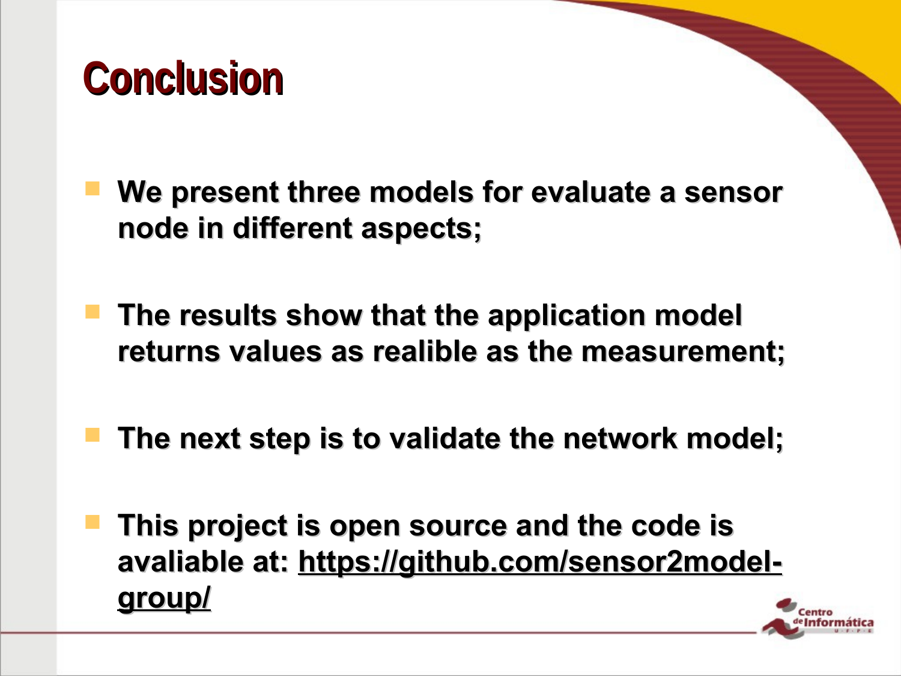# Conclusion

- We present three models for evaluate a sensor node in different aspects;
- The results show that the application model returns values as realible as the measurement;
- The next step is to validate the network model;
- This project is open source and the code is avaliable at: https://github.com/sensor2model-group/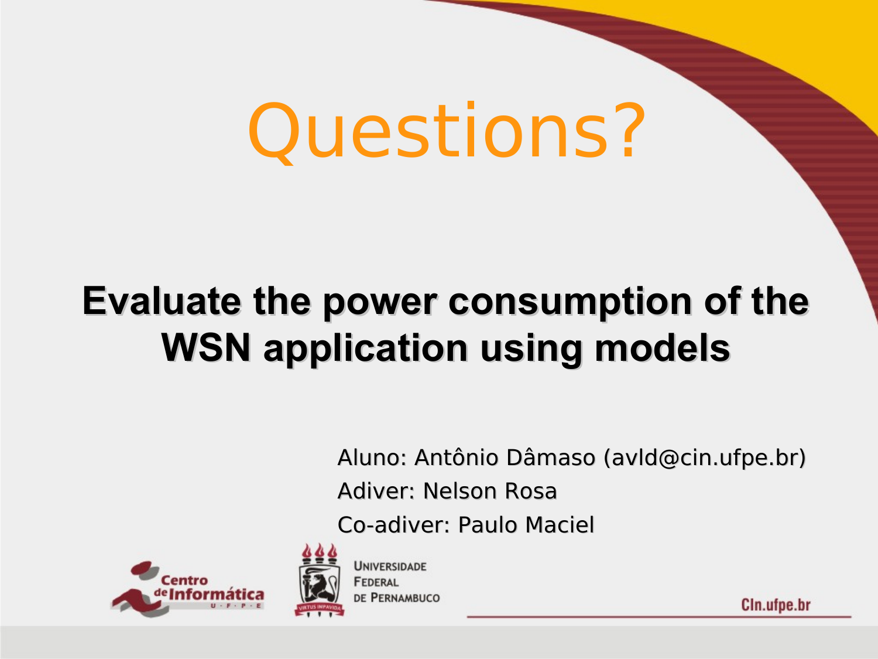# Questions?

**Evaluate the power consumption of the WSN application using models**

Aluno: Antônio Dâmaso (avld@cin.ufpe.br)

Adiver: Nelson Rosa

Co-adiver: Paulo Maciel

Centro de Informática U·F·P·E

Universidade Federal de Pernambuco

CIn.ufpe.br